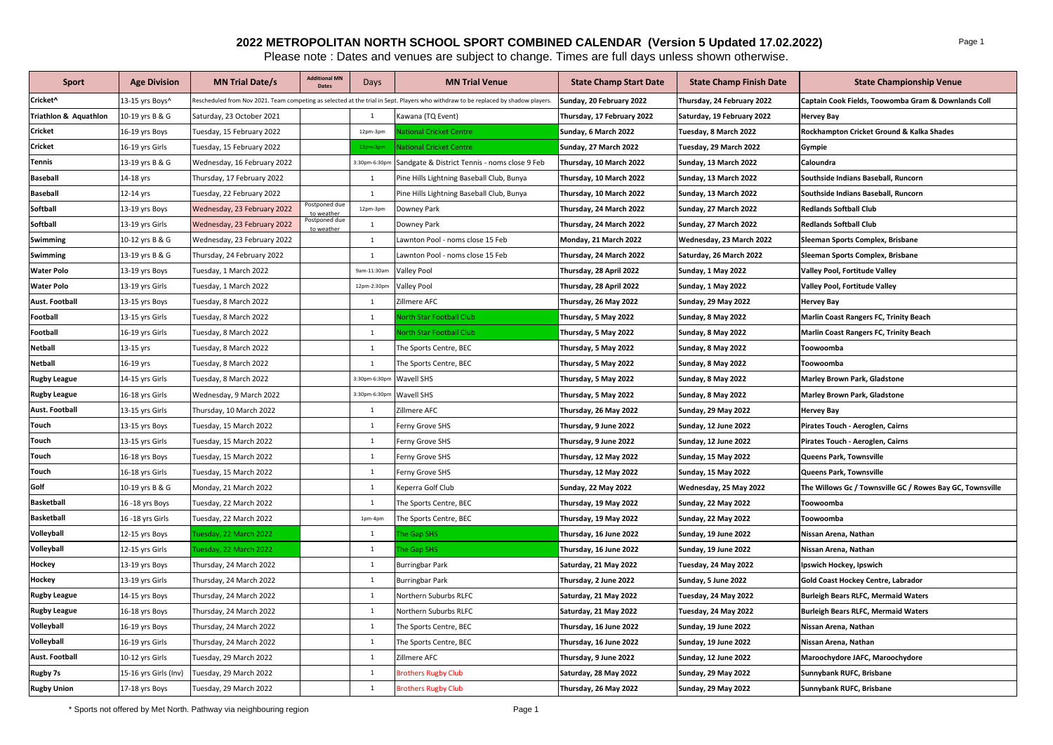# 2022 METROPOLITAN NORTH SCHOOL SPORT COMBINED CALENDAR (Version 5 Updated 17.02.2022)

Please note : Dates and venues are subject to change. Times are full days unless shown otherwise.

| Sport | Age Division | MN Trial Date/s | Additional MN Dates | Days | MN Trial Venue | State Champ Start Date | State Champ Finish Date | State Championship Venue |
|---|---|---|---|---|---|---|---|---|
| Cricket^ | 13-15 yrs Boys^ | Rescheduled from Nov 2021. Team competing as selected at the trial in Sept. Players who withdraw to be replaced by shadow players. | | | | Sunday, 20 February 2022 | Thursday, 24 February 2022 | Captain Cook Fields, Toowomba Gram & Downlands Coll |
| Triathlon & Aquathlon | 10-19 yrs B & G | Saturday, 23 October 2021 | | 1 | Kawana (TQ Event) | Thursday, 17 February 2022 | Saturday, 19 February 2022 | Hervey Bay |
| Cricket | 16-19 yrs Boys | Tuesday, 15 February 2022 | | 12pm-3pm | National Cricket Centre | Sunday, 6 March 2022 | Tuesday, 8 March 2022 | Rockhampton Cricket Ground & Kalka Shades |
| Cricket | 16-19 yrs Girls | Tuesday, 15 February 2022 | | 12pm-3pm | National Cricket Centre | Sunday, 27 March 2022 | Tuesday, 29 March 2022 | Gympie |
| Tennis | 13-19 yrs B & G | Wednesday, 16 February 2022 | | 3:30pm-6:30pm | Sandgate & District Tennis - noms close 9 Feb | Thursday, 10 March 2022 | Sunday, 13 March 2022 | Caloundra |
| Baseball | 14-18 yrs | Thursday, 17 February 2022 | | 1 | Pine Hills Lightning Baseball Club, Bunya | Thursday, 10 March 2022 | Sunday, 13 March 2022 | Southside Indians Baseball, Runcorn |
| Baseball | 12-14 yrs | Tuesday, 22 February 2022 | | 1 | Pine Hills Lightning Baseball Club, Bunya | Thursday, 10 March 2022 | Sunday, 13 March 2022 | Southside Indians Baseball, Runcorn |
| Softball | 13-19 yrs Boys | Wednesday, 23 February 2022 | Postponed due to weather | 12pm-3pm | Downey Park | Thursday, 24 March 2022 | Sunday, 27 March 2022 | Redlands Softball Club |
| Softball | 13-19 yrs Girls | Wednesday, 23 February 2022 | Postponed due to weather | 1 | Downey Park | Thursday, 24 March 2022 | Sunday, 27 March 2022 | Redlands Softball Club |
| Swimming | 10-12 yrs B & G | Wednesday, 23 February 2022 | | 1 | Lawnton Pool - noms close 15 Feb | Monday, 21 March 2022 | Wednesday, 23 March 2022 | Sleeman Sports Complex, Brisbane |
| Swimming | 13-19 yrs B & G | Thursday, 24 February 2022 | | 1 | Lawnton Pool - noms close 15 Feb | Thursday, 24 March 2022 | Saturday, 26 March 2022 | Sleeman Sports Complex, Brisbane |
| Water Polo | 13-19 yrs Boys | Tuesday, 1 March 2022 | | 9am-11:30am | Valley Pool | Thursday, 28 April 2022 | Sunday, 1 May 2022 | Valley Pool, Fortitude Valley |
| Water Polo | 13-19 yrs Girls | Tuesday, 1 March 2022 | | 12pm-2:30pm | Valley Pool | Thursday, 28 April 2022 | Sunday, 1 May 2022 | Valley Pool, Fortitude Valley |
| Aust. Football | 13-15 yrs Boys | Tuesday, 8 March 2022 | | 1 | Zillmere AFC | Thursday, 26 May 2022 | Sunday, 29 May 2022 | Hervey Bay |
| Football | 13-15 yrs Girls | Tuesday, 8 March 2022 | | 1 | North Star Football Club | Thursday, 5 May 2022 | Sunday, 8 May 2022 | Marlin Coast Rangers FC, Trinity Beach |
| Football | 16-19 yrs Girls | Tuesday, 8 March 2022 | | 1 | North Star Football Club | Thursday, 5 May 2022 | Sunday, 8 May 2022 | Marlin Coast Rangers FC, Trinity Beach |
| Netball | 13-15 yrs | Tuesday, 8 March 2022 | | 1 | The Sports Centre, BEC | Thursday, 5 May 2022 | Sunday, 8 May 2022 | Toowoomba |
| Netball | 16-19 yrs | Tuesday, 8 March 2022 | | 1 | The Sports Centre, BEC | Thursday, 5 May 2022 | Sunday, 8 May 2022 | Toowoomba |
| Rugby League | 14-15 yrs Girls | Tuesday, 8 March 2022 | | 3:30pm-6:30pm | Wavell SHS | Thursday, 5 May 2022 | Sunday, 8 May 2022 | Marley Brown Park, Gladstone |
| Rugby League | 16-18 yrs Girls | Wednesday, 9 March 2022 | | 3:30pm-6:30pm | Wavell SHS | Thursday, 5 May 2022 | Sunday, 8 May 2022 | Marley Brown Park, Gladstone |
| Aust. Football | 13-15 yrs Girls | Thursday, 10 March 2022 | | 1 | Zillmere AFC | Thursday, 26 May 2022 | Sunday, 29 May 2022 | Hervey Bay |
| Touch | 13-15 yrs Boys | Tuesday, 15 March 2022 | | 1 | Ferny Grove SHS | Thursday, 9 June 2022 | Sunday, 12 June 2022 | Pirates Touch - Aeroglen, Cairns |
| Touch | 13-15 yrs Girls | Tuesday, 15 March 2022 | | 1 | Ferny Grove SHS | Thursday, 9 June 2022 | Sunday, 12 June 2022 | Pirates Touch - Aeroglen, Cairns |
| Touch | 16-18 yrs Boys | Tuesday, 15 March 2022 | | 1 | Ferny Grove SHS | Thursday, 12 May 2022 | Sunday, 15 May 2022 | Queens Park, Townsville |
| Touch | 16-18 yrs Girls | Tuesday, 15 March 2022 | | 1 | Ferny Grove SHS | Thursday, 12 May 2022 | Sunday, 15 May 2022 | Queens Park, Townsville |
| Golf | 10-19 yrs B & G | Monday, 21 March 2022 | | 1 | Keperra Golf Club | Sunday, 22 May 2022 | Wednesday, 25 May 2022 | The Willows Gc / Townsville GC / Rowes Bay GC, Townsville |
| Basketball | 16 -18 yrs Boys | Tuesday, 22 March 2022 | | 1 | The Sports Centre, BEC | Thursday, 19 May 2022 | Sunday, 22 May 2022 | Toowoomba |
| Basketball | 16 -18 yrs Girls | Tuesday, 22 March 2022 | | 1pm-4pm | The Sports Centre, BEC | Thursday, 19 May 2022 | Sunday, 22 May 2022 | Toowoomba |
| Volleyball | 12-15 yrs Boys | Tuesday, 22 March 2022 | | 1 | The Gap SHS | Thursday, 16 June 2022 | Sunday, 19 June 2022 | Nissan Arena, Nathan |
| Volleyball | 12-15 yrs Girls | Tuesday, 22 March 2022 | | 1 | The Gap SHS | Thursday, 16 June 2022 | Sunday, 19 June 2022 | Nissan Arena, Nathan |
| Hockey | 13-19 yrs Boys | Thursday, 24 March 2022 | | 1 | Burringbar Park | Saturday, 21 May 2022 | Tuesday, 24 May 2022 | Ipswich Hockey, Ipswich |
| Hockey | 13-19 yrs Girls | Thursday, 24 March 2022 | | 1 | Burringbar Park | Thursday, 2 June 2022 | Sunday, 5 June 2022 | Gold Coast Hockey Centre, Labrador |
| Rugby League | 14-15 yrs Boys | Thursday, 24 March 2022 | | 1 | Northern Suburbs RLFC | Saturday, 21 May 2022 | Tuesday, 24 May 2022 | Burleigh Bears RLFC, Mermaid Waters |
| Rugby League | 16-18 yrs Boys | Thursday, 24 March 2022 | | 1 | Northern Suburbs RLFC | Saturday, 21 May 2022 | Tuesday, 24 May 2022 | Burleigh Bears RLFC, Mermaid Waters |
| Volleyball | 16-19 yrs Boys | Thursday, 24 March 2022 | | 1 | The Sports Centre, BEC | Thursday, 16 June 2022 | Sunday, 19 June 2022 | Nissan Arena, Nathan |
| Volleyball | 16-19 yrs Girls | Thursday, 24 March 2022 | | 1 | The Sports Centre, BEC | Thursday, 16 June 2022 | Sunday, 19 June 2022 | Nissan Arena, Nathan |
| Aust. Football | 10-12 yrs Girls | Tuesday, 29 March 2022 | | 1 | Zillmere AFC | Thursday, 9 June 2022 | Sunday, 12 June 2022 | Maroochydore JAFC, Maroochydore |
| Rugby 7s | 15-16 yrs Girls (Inv) | Tuesday, 29 March 2022 | | 1 | Brothers Rugby Club | Saturday, 28 May 2022 | Sunday, 29 May 2022 | Sunnybank RUFC, Brisbane |
| Rugby Union | 17-18 yrs Boys | Tuesday, 29 March 2022 | | 1 | Brothers Rugby Club | Thursday, 26 May 2022 | Sunday, 29 May 2022 | Sunnybank RUFC, Brisbane |

\* Sports not offered by Met North. Pathway via neighbouring region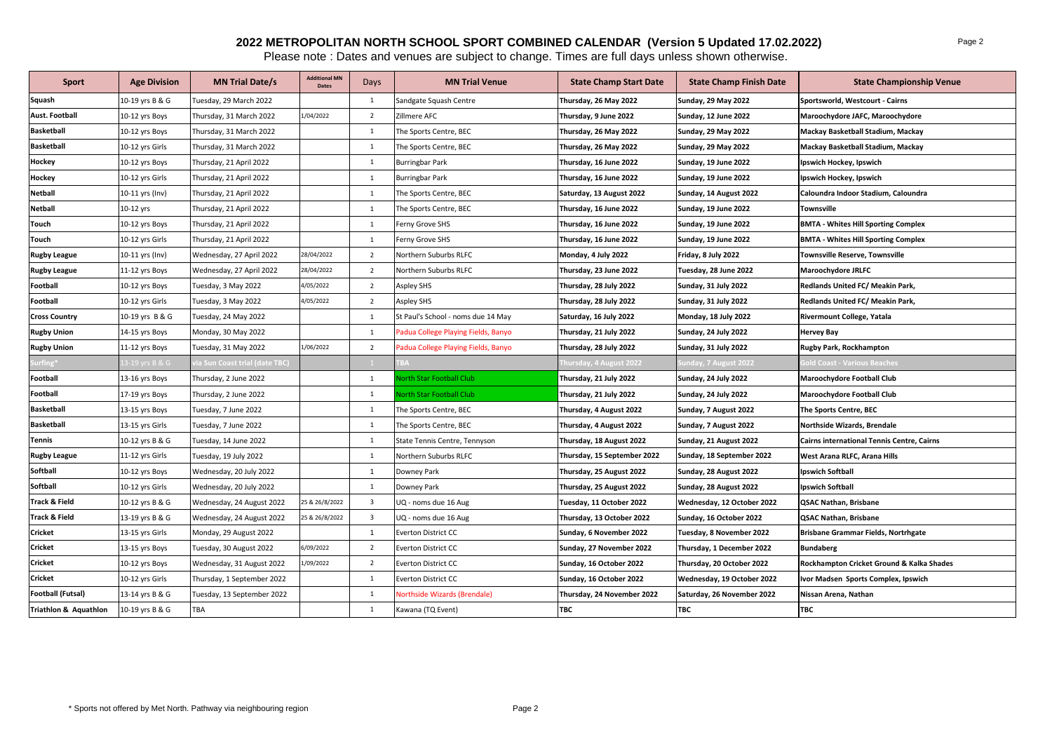## 2022 METROPOLITAN NORTH SCHOOL SPORT COMBINED CALENDAR (Version 5 Updated 17.02.2022)

Please note : Dates and venues are subject to change. Times are full days unless shown otherwise.

| Sport | Age Division | MN Trial Date/s | Additional MN Dates | Days | MN Trial Venue | State Champ Start Date | State Champ Finish Date | State Championship Venue |
|---|---|---|---|---|---|---|---|---|
| **Squash** | 10-19 yrs B & G | Tuesday, 29 March 2022 | | 1 | Sandgate Squash Centre | **Thursday, 26 May 2022** | **Sunday, 29 May 2022** | **Sportsworld, Westcourt - Cairns** |
| **Aust. Football** | 10-12 yrs Boys | Thursday, 31 March 2022 | 1/04/2022 | 2 | Zillmere AFC | **Thursday, 9 June 2022** | **Sunday, 12 June 2022** | **Maroochydore JAFC, Maroochydore** |
| **Basketball** | 10-12 yrs Boys | Thursday, 31 March 2022 | | 1 | The Sports Centre, BEC | **Thursday, 26 May 2022** | **Sunday, 29 May 2022** | **Mackay Basketball Stadium, Mackay** |
| **Basketball** | 10-12 yrs Girls | Thursday, 31 March 2022 | | 1 | The Sports Centre, BEC | **Thursday, 26 May 2022** | **Sunday, 29 May 2022** | **Mackay Basketball Stadium, Mackay** |
| **Hockey** | 10-12 yrs Boys | Thursday, 21 April 2022 | | 1 | Burringbar Park | **Thursday, 16 June 2022** | **Sunday, 19 June 2022** | **Ipswich Hockey, Ipswich** |
| **Hockey** | 10-12 yrs Girls | Thursday, 21 April 2022 | | 1 | Burringbar Park | **Thursday, 16 June 2022** | **Sunday, 19 June 2022** | **Ipswich Hockey, Ipswich** |
| **Netball** | 10-11 yrs (Inv) | Thursday, 21 April 2022 | | 1 | The Sports Centre, BEC | **Saturday, 13 August 2022** | **Sunday, 14 August 2022** | **Caloundra Indoor Stadium, Caloundra** |
| **Netball** | 10-12 yrs | Thursday, 21 April 2022 | | 1 | The Sports Centre, BEC | **Thursday, 16 June 2022** | **Sunday, 19 June 2022** | **Townsville** |
| **Touch** | 10-12 yrs Boys | Thursday, 21 April 2022 | | 1 | Ferny Grove SHS | **Thursday, 16 June 2022** | **Sunday, 19 June 2022** | **BMTA - Whites Hill Sporting Complex** |
| **Touch** | 10-12 yrs Girls | Thursday, 21 April 2022 | | 1 | Ferny Grove SHS | **Thursday, 16 June 2022** | **Sunday, 19 June 2022** | **BMTA - Whites Hill Sporting Complex** |
| **Rugby League** | 10-11 yrs (Inv) | Wednesday, 27 April 2022 | 28/04/2022 | 2 | Northern Suburbs RLFC | **Monday, 4 July 2022** | **Friday, 8 July 2022** | **Townsville Reserve, Townsville** |
| **Rugby League** | 11-12 yrs Boys | Wednesday, 27 April 2022 | 28/04/2022 | 2 | Northern Suburbs RLFC | **Thursday, 23 June 2022** | **Tuesday, 28 June 2022** | **Maroochydore JRLFC** |
| **Football** | 10-12 yrs Boys | Tuesday, 3 May 2022 | 4/05/2022 | 2 | Aspley SHS | **Thursday, 28 July 2022** | **Sunday, 31 July 2022** | **Redlands United FC/ Meakin Park,** |
| **Football** | 10-12 yrs Girls | Tuesday, 3 May 2022 | 4/05/2022 | 2 | Aspley SHS | **Thursday, 28 July 2022** | **Sunday, 31 July 2022** | **Redlands United FC/ Meakin Park,** |
| **Cross Country** | 10-19 yrs B & G | Tuesday, 24 May 2022 | | 1 | St Paul's School - noms due 14 May | **Saturday, 16 July 2022** | **Monday, 18 July 2022** | **Rivermount College, Yatala** |
| **Rugby Union** | 14-15 yrs Boys | Monday, 30 May 2022 | | 1 | Padua College Playing Fields, Banyo | **Thursday, 21 July 2022** | **Sunday, 24 July 2022** | **Hervey Bay** |
| **Rugby Union** | 11-12 yrs Boys | Tuesday, 31 May 2022 | 1/06/2022 | 2 | Padua College Playing Fields, Banyo | **Thursday, 28 July 2022** | **Sunday, 31 July 2022** | **Rugby Park, Rockhampton** |
| **Surfing*** | 13-19 yrs B & G | via Sun Coast trial (date TBC) | | 1 | TBA | **Thursday, 4 August 2022** | **Sunday, 7 August 2022** | **Gold Coast - Various Beaches** |
| **Football** | 13-16 yrs Boys | Thursday, 2 June 2022 | | 1 | North Star Football Club | **Thursday, 21 July 2022** | **Sunday, 24 July 2022** | **Maroochydore Football Club** |
| **Football** | 17-19 yrs Boys | Thursday, 2 June 2022 | | 1 | North Star Football Club | **Thursday, 21 July 2022** | **Sunday, 24 July 2022** | **Maroochydore Football Club** |
| **Basketball** | 13-15 yrs Boys | Tuesday, 7 June 2022 | | 1 | The Sports Centre, BEC | **Thursday, 4 August 2022** | **Sunday, 7 August 2022** | **The Sports Centre, BEC** |
| **Basketball** | 13-15 yrs Girls | Tuesday, 7 June 2022 | | 1 | The Sports Centre, BEC | **Thursday, 4 August 2022** | **Sunday, 7 August 2022** | **Northside Wizards, Brendale** |
| **Tennis** | 10-12 yrs B & G | Tuesday, 14 June 2022 | | 1 | State Tennis Centre, Tennyson | **Thursday, 18 August 2022** | **Sunday, 21 August 2022** | **Cairns international Tennis Centre, Cairns** |
| **Rugby League** | 11-12 yrs Girls | Tuesday, 19 July 2022 | | 1 | Northern Suburbs RLFC | **Thursday, 15 September 2022** | **Sunday, 18 September 2022** | **West Arana RLFC, Arana Hills** |
| **Softball** | 10-12 yrs Boys | Wednesday, 20 July 2022 | | 1 | Downey Park | **Thursday, 25 August 2022** | **Sunday, 28 August 2022** | **Ipswich Softball** |
| **Softball** | 10-12 yrs Girls | Wednesday, 20 July 2022 | | 1 | Downey Park | **Thursday, 25 August 2022** | **Sunday, 28 August 2022** | **Ipswich Softball** |
| **Track & Field** | 10-12 yrs B & G | Wednesday, 24 August 2022 | 25 & 26/8/2022 | 3 | UQ - noms due 16 Aug | **Tuesday, 11 October 2022** | **Wednesday, 12 October 2022** | **QSAC Nathan, Brisbane** |
| **Track & Field** | 13-19 yrs B & G | Wednesday, 24 August 2022 | 25 & 26/8/2022 | 3 | UQ - noms due 16 Aug | **Thursday, 13 October 2022** | **Sunday, 16 October 2022** | **QSAC Nathan, Brisbane** |
| **Cricket** | 13-15 yrs Girls | Monday, 29 August 2022 | | 1 | Everton District CC | **Sunday, 6 November 2022** | **Tuesday, 8 November 2022** | **Brisbane Grammar Fields, Nortrhgate** |
| **Cricket** | 13-15 yrs Boys | Tuesday, 30 August 2022 | 6/09/2022 | 2 | Everton District CC | **Sunday, 27 November 2022** | **Thursday, 1 December 2022** | **Bundaberg** |
| **Cricket** | 10-12 yrs Boys | Wednesday, 31 August 2022 | 1/09/2022 | 2 | Everton District CC | **Sunday, 16 October 2022** | **Thursday, 20 October 2022** | **Rockhampton Cricket Ground & Kalka Shades** |
| **Cricket** | 10-12 yrs Girls | Thursday, 1 September 2022 | | 1 | Everton District CC | **Sunday, 16 October 2022** | **Wednesday, 19 October 2022** | **Ivor Madsen Sports Complex, Ipswich** |
| **Football (Futsal)** | 13-14 yrs B & G | Tuesday, 13 September 2022 | | 1 | Northside Wizards (Brendale) | **Thursday, 24 November 2022** | **Saturday, 26 November 2022** | **Nissan Arena, Nathan** |
| **Triathlon & Aquathlon** | 10-19 yrs B & G | TBA | | 1 | Kawana (TQ Event) | **TBC** | **TBC** | **TBC** |

\* Sports not offered by Met North. Pathway via neighbouring region